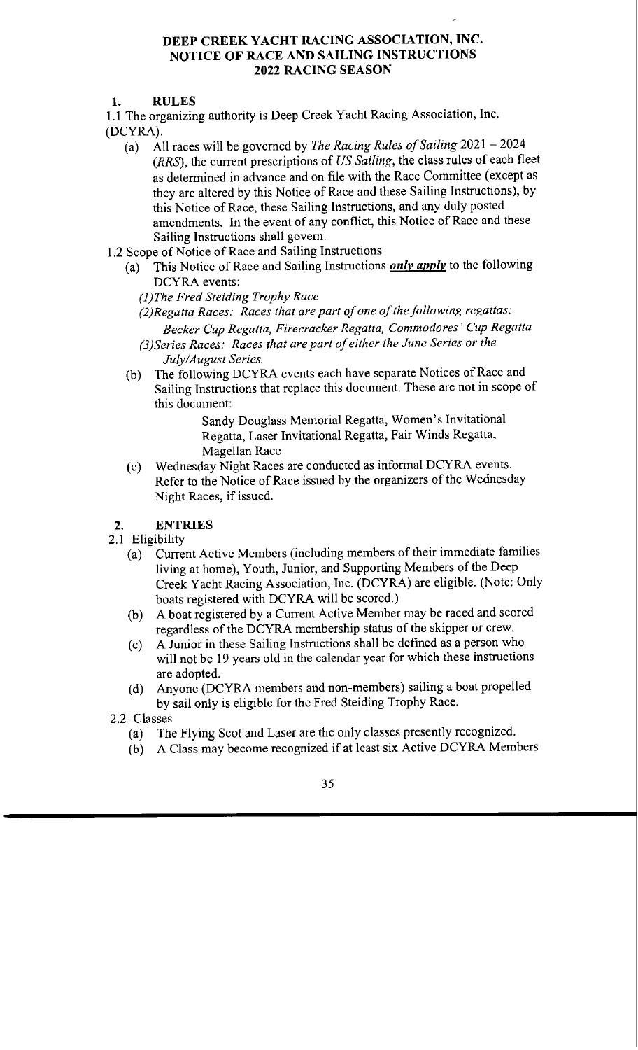# DEEP CREEK YACHT RACING ASSOCIATION, INC.
# NOTICE OF RACE AND SAILING INSTRUCTIONS
# 2022 RACING SEASON

## 1. RULES

1.1 The organizing authority is Deep Creek Yacht Racing Association, Inc. (DCYRA).

- (a) All races will be governed by *The Racing Rules of Sailing* 2021 – 2024 (*RRS*), the current prescriptions of *US Sailing*, the class rules of each fleet as determined in advance and on file with the Race Committee (except as they are altered by this Notice of Race and these Sailing Instructions), by this Notice of Race, these Sailing Instructions, and any duly posted amendments. In the event of any conflict, this Notice of Race and these Sailing Instructions shall govern.

1.2 Scope of Notice of Race and Sailing Instructions

- (a) This Notice of Race and Sailing Instructions ***only apply*** to the following DCYRA events:
  - *(1)The Fred Steiding Trophy Race*
  - *(2)Regatta Races: Races that are part of one of the following regattas:*
    *Becker Cup Regatta, Firecracker Regatta, Commodores' Cup Regatta*
  - *(3)Series Races: Races that are part of either the June Series or the July/August Series.*
- (b) The following DCYRA events each have separate Notices of Race and Sailing Instructions that replace this document. These are not in scope of this document:

  Sandy Douglass Memorial Regatta, Women's Invitational Regatta, Laser Invitational Regatta, Fair Winds Regatta, Magellan Race
- (c) Wednesday Night Races are conducted as informal DCYRA events. Refer to the Notice of Race issued by the organizers of the Wednesday Night Races, if issued.

## 2. ENTRIES

2.1 Eligibility

- (a) Current Active Members (including members of their immediate families living at home), Youth, Junior, and Supporting Members of the Deep Creek Yacht Racing Association, Inc. (DCYRA) are eligible. (Note: Only boats registered with DCYRA will be scored.)
- (b) A boat registered by a Current Active Member may be raced and scored regardless of the DCYRA membership status of the skipper or crew.
- (c) A Junior in these Sailing Instructions shall be defined as a person who will not be 19 years old in the calendar year for which these instructions are adopted.
- (d) Anyone (DCYRA members and non-members) sailing a boat propelled by sail only is eligible for the Fred Steiding Trophy Race.

2.2 Classes

- (a) The Flying Scot and Laser are the only classes presently recognized.
- (b) A Class may become recognized if at least six Active DCYRA Members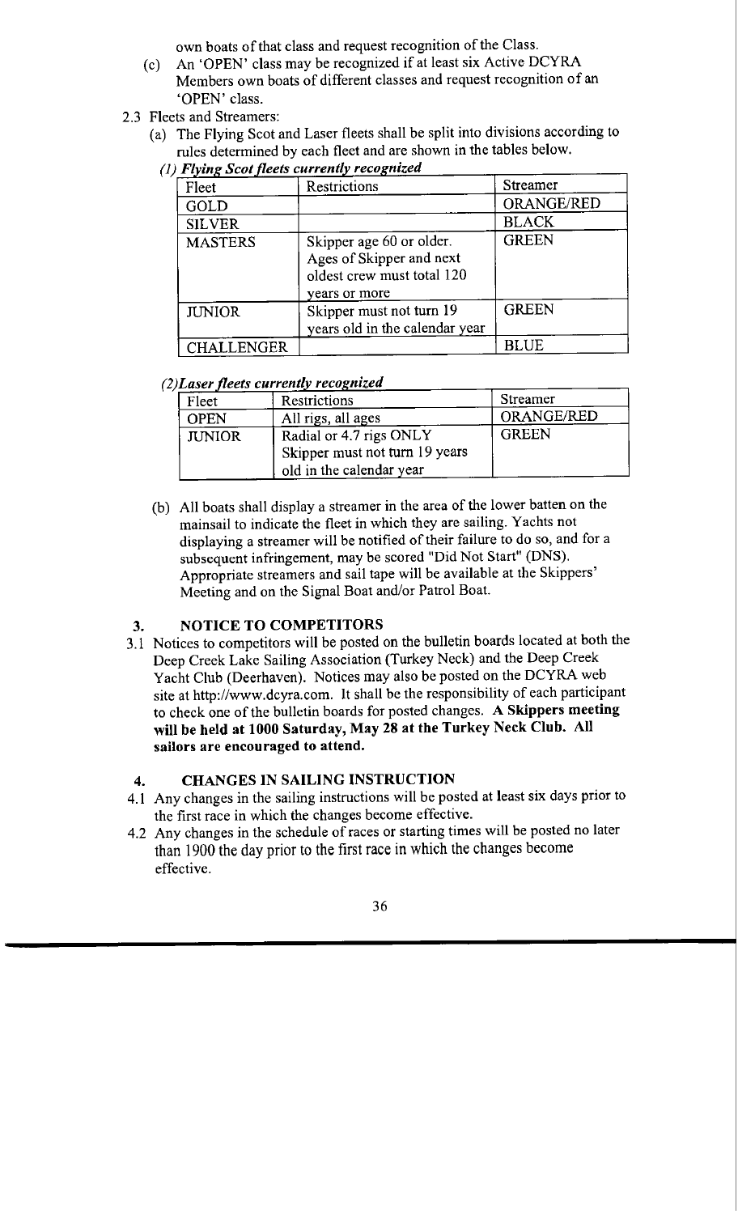own boats of that class and request recognition of the Class.

(c) An 'OPEN' class may be recognized if at least six Active DCYRA Members own boats of different classes and request recognition of an 'OPEN' class.

2.3 Fleets and Streamers:

(a) The Flying Scot and Laser fleets shall be split into divisions according to rules determined by each fleet and are shown in the tables below.

*(1) **Flying Scot fleets currently recognized***

| Fleet | Restrictions | Streamer |
|---|---|---|
| GOLD | | ORANGE/RED |
| SILVER | | BLACK |
| MASTERS | Skipper age 60 or older. Ages of Skipper and next oldest crew must total 120 years or more | GREEN |
| JUNIOR | Skipper must not turn 19 years old in the calendar year | GREEN |
| CHALLENGER | | BLUE |

*(2)**Laser fleets currently recognized***

| Fleet | Restrictions | Streamer |
|---|---|---|
| OPEN | All rigs, all ages | ORANGE/RED |
| JUNIOR | Radial or 4.7 rigs ONLY Skipper must not turn 19 years old in the calendar year | GREEN |

(b) All boats shall display a streamer in the area of the lower batten on the mainsail to indicate the fleet in which they are sailing. Yachts not displaying a streamer will be notified of their failure to do so, and for a subsequent infringement, may be scored "Did Not Start" (DNS). Appropriate streamers and sail tape will be available at the Skippers' Meeting and on the Signal Boat and/or Patrol Boat.

## 3. NOTICE TO COMPETITORS

3.1 Notices to competitors will be posted on the bulletin boards located at both the Deep Creek Lake Sailing Association (Turkey Neck) and the Deep Creek Yacht Club (Deerhaven). Notices may also be posted on the DCYRA web site at http://www.dcyra.com. It shall be the responsibility of each participant to check one of the bulletin boards for posted changes. **A Skippers meeting will be held at 1000 Saturday, May 28 at the Turkey Neck Club. All sailors are encouraged to attend.**

## 4. CHANGES IN SAILING INSTRUCTION

4.1 Any changes in the sailing instructions will be posted at least six days prior to the first race in which the changes become effective.

4.2 Any changes in the schedule of races or starting times will be posted no later than 1900 the day prior to the first race in which the changes become effective.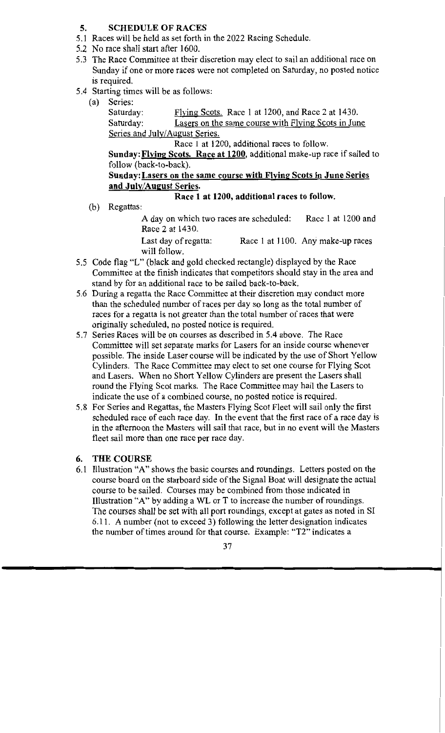## 5. SCHEDULE OF RACES

5.1 Races will be held as set forth in the 2022 Racing Schedule.

5.2 No race shall start after 1600.

5.3 The Race Committee at their discretion may elect to sail an additional race on Sunday if one or more races were not completed on Saturday, no posted notice is required.

5.4 Starting times will be as follows:

(a) Series:

Saturday: Flying Scots. Race 1 at 1200, and Race 2 at 1430.

Saturday: Lasers on the same course with Flying Scots in June Series and July/August Series.

Race 1 at 1200, additional races to follow.

**Sunday: Flying Scots. Race at 1200**, additional make-up race if sailed to follow (back-to-back).

**Sunday: Lasers on the same course with Flying Scots in June Series and July/August Series.**

**Race 1 at 1200, additional races to follow.**

(b) Regattas:

A day on which two races are scheduled: Race 1 at 1200 and Race 2 at 1430.

Last day of regatta: Race 1 at 1100. Any make-up races will follow.

5.5 Code flag "L" (black and gold checked rectangle) displayed by the Race Committee at the finish indicates that competitors should stay in the area and stand by for an additional race to be sailed back-to-back.

5.6 During a regatta the Race Committee at their discretion may conduct more than the scheduled number of races per day so long as the total number of races for a regatta is not greater than the total number of races that were originally scheduled, no posted notice is required.

5.7 Series Races will be on courses as described in 5.4 above. The Race Committee will set separate marks for Lasers for an inside course whenever possible. The inside Laser course will be indicated by the use of Short Yellow Cylinders. The Race Committee may elect to set one course for Flying Scot and Lasers. When no Short Yellow Cylinders are present the Lasers shall round the Flying Scot marks. The Race Committee may hail the Lasers to indicate the use of a combined course, no posted notice is required.

5.8 For Series and Regattas, the Masters Flying Scot Fleet will sail only the first scheduled race of each race day. In the event that the first race of a race day is in the afternoon the Masters will sail that race, but in no event will the Masters fleet sail more than one race per race day.

## 6. THE COURSE

6.1 Illustration "A" shows the basic courses and roundings. Letters posted on the course board on the starboard side of the Signal Boat will designate the actual course to be sailed. Courses may be combined from those indicated in Illustration "A" by adding a WL or T to increase the number of roundings. The courses shall be set with all port roundings, except at gates as noted in SI 6.11. A number (not to exceed 3) following the letter designation indicates the number of times around for that course. Example: "T2" indicates a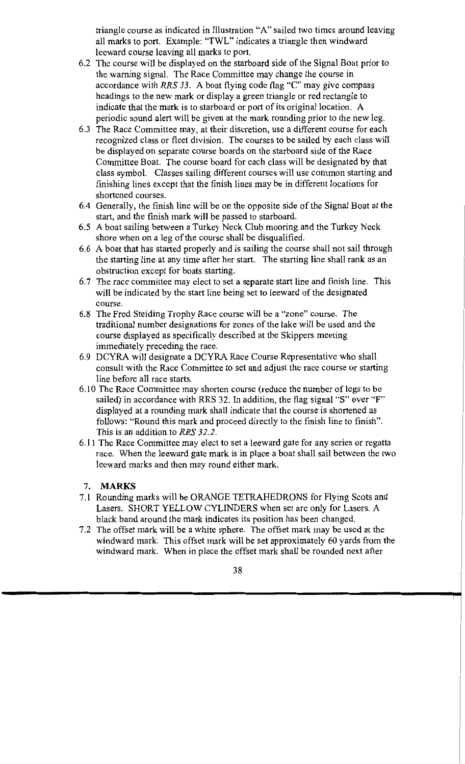triangle course as indicated in Illustration "A" sailed two times around leaving all marks to port. Example: "TWL" indicates a triangle then windward leeward course leaving all marks to port.

6.2 The course will be displayed on the starboard side of the Signal Boat prior to the warning signal. The Race Committee may change the course in accordance with *RRS 33*. A boat flying code flag "C" may give compass headings to the new mark or display a green triangle or red rectangle to indicate that the mark is to starboard or port of its original location. A periodic sound alert will be given at the mark rounding prior to the new leg.

6.3 The Race Committee may, at their discretion, use a different course for each recognized class or fleet division. The courses to be sailed by each class will be displayed on separate course boards on the starboard side of the Race Committee Boat. The course board for each class will be designated by that class symbol. Classes sailing different courses will use common starting and finishing lines except that the finish lines may be in different locations for shortened courses.

6.4 Generally, the finish line will be on the opposite side of the Signal Boat at the start, and the finish mark will be passed to starboard.

6.5 A boat sailing between a Turkey Neck Club mooring and the Turkey Neck shore when on a leg of the course shall be disqualified.

6.6 A boat that has started properly and is sailing the course shall not sail through the starting line at any time after her start. The starting line shall rank as an obstruction except for boats starting.

6.7 The race committee may elect to set a separate start line and finish line. This will be indicated by the start line being set to leeward of the designated course.

6.8 The Fred Steiding Trophy Race course will be a "zone" course. The traditional number designations for zones of the lake will be used and the course displayed as specifically described at the Skippers meeting immediately preceding the race.

6.9 DCYRA will designate a DCYRA Race Course Representative who shall consult with the Race Committee to set and adjust the race course or starting line before all race starts.

6.10 The Race Committee may shorten course (reduce the number of legs to be sailed) in accordance with RRS 32. In addition, the flag signal "S" over "F" displayed at a rounding mark shall indicate that the course is shortened as follows: "Round this mark and proceed directly to the finish line to finish". This is an addition to *RRS 32.2*.

6.11 The Race Committee may elect to set a leeward gate for any series or regatta race. When the leeward gate mark is in place a boat shall sail between the two leeward marks and then may round either mark.

## 7. MARKS

7.1 Rounding marks will be ORANGE TETRAHEDRONS for Flying Scots and Lasers. SHORT YELLOW CYLINDERS when set are only for Lasers. A black band around the mark indicates its position has been changed.

7.2 The offset mark will be a white sphere. The offset mark may be used at the windward mark. This offset mark will be set approximately 60 yards from the windward mark. When in place the offset mark shall be rounded next after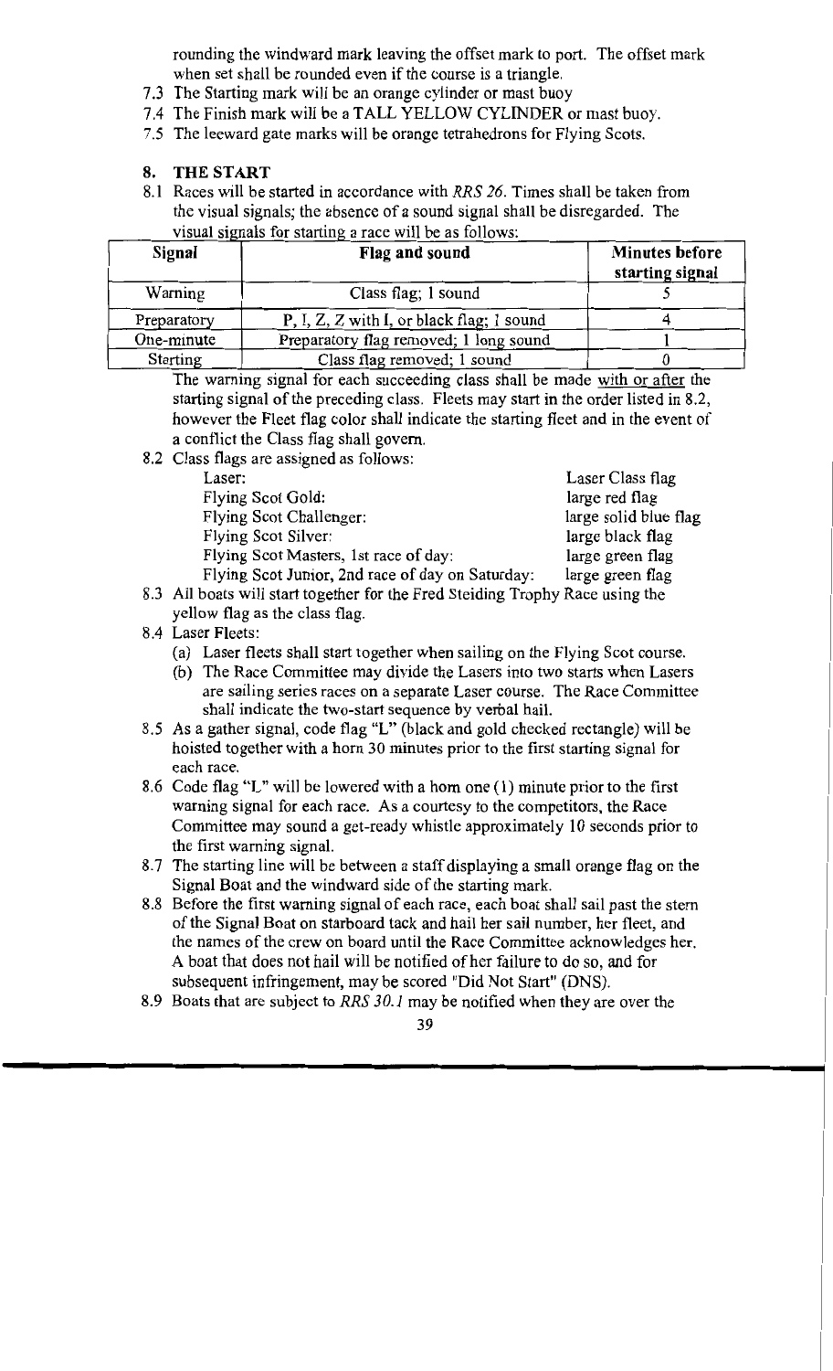rounding the windward mark leaving the offset mark to port. The offset mark when set shall be rounded even if the course is a triangle.

7.3 The Starting mark will be an orange cylinder or mast buoy

7.4 The Finish mark will be a TALL YELLOW CYLINDER or mast buoy.

7.5 The leeward gate marks will be orange tetrahedrons for Flying Scots.

## 8. THE START

8.1 Races will be started in accordance with *RRS 26*. Times shall be taken from the visual signals; the absence of a sound signal shall be disregarded. The visual signals for starting a race will be as follows:

| Signal | Flag and sound | Minutes before starting signal |
|---|---|---|
| Warning | Class flag; 1 sound | 5 |
| Preparatory | P, I, Z, Z with I, or black flag; 1 sound | 4 |
| One-minute | Preparatory flag removed; 1 long sound | 1 |
| Starting | Class flag removed; 1 sound | 0 |

The warning signal for each succeeding class shall be made with or after the starting signal of the preceding class. Fleets may start in the order listed in 8.2, however the Fleet flag color shall indicate the starting fleet and in the event of a conflict the Class flag shall govern.

8.2 Class flags are assigned as follows:

| | |
|---|---|
| Laser: | Laser Class flag |
| Flying Scot Gold: | large red flag |
| Flying Scot Challenger: | large solid blue flag |
| Flying Scot Silver: | large black flag |
| Flying Scot Masters, 1st race of day: | large green flag |
| Flying Scot Junior, 2nd race of day on Saturday: | large green flag |

8.3 All boats will start together for the Fred Steiding Trophy Race using the yellow flag as the class flag.

8.4 Laser Fleets:

(a) Laser fleets shall start together when sailing on the Flying Scot course.

(b) The Race Committee may divide the Lasers into two starts when Lasers are sailing series races on a separate Laser course. The Race Committee shall indicate the two-start sequence by verbal hail.

8.5 As a gather signal, code flag "L" (black and gold checked rectangle) will be hoisted together with a horn 30 minutes prior to the first starting signal for each race.

8.6 Code flag "L" will be lowered with a horn one (1) minute prior to the first warning signal for each race. As a courtesy to the competitors, the Race Committee may sound a get-ready whistle approximately 10 seconds prior to the first warning signal.

8.7 The starting line will be between a staff displaying a small orange flag on the Signal Boat and the windward side of the starting mark.

8.8 Before the first warning signal of each race, each boat shall sail past the stern of the Signal Boat on starboard tack and hail her sail number, her fleet, and the names of the crew on board until the Race Committee acknowledges her. A boat that does not hail will be notified of her failure to do so, and for subsequent infringement, may be scored "Did Not Start" (DNS).

8.9 Boats that are subject to *RRS 30.1* may be notified when they are over the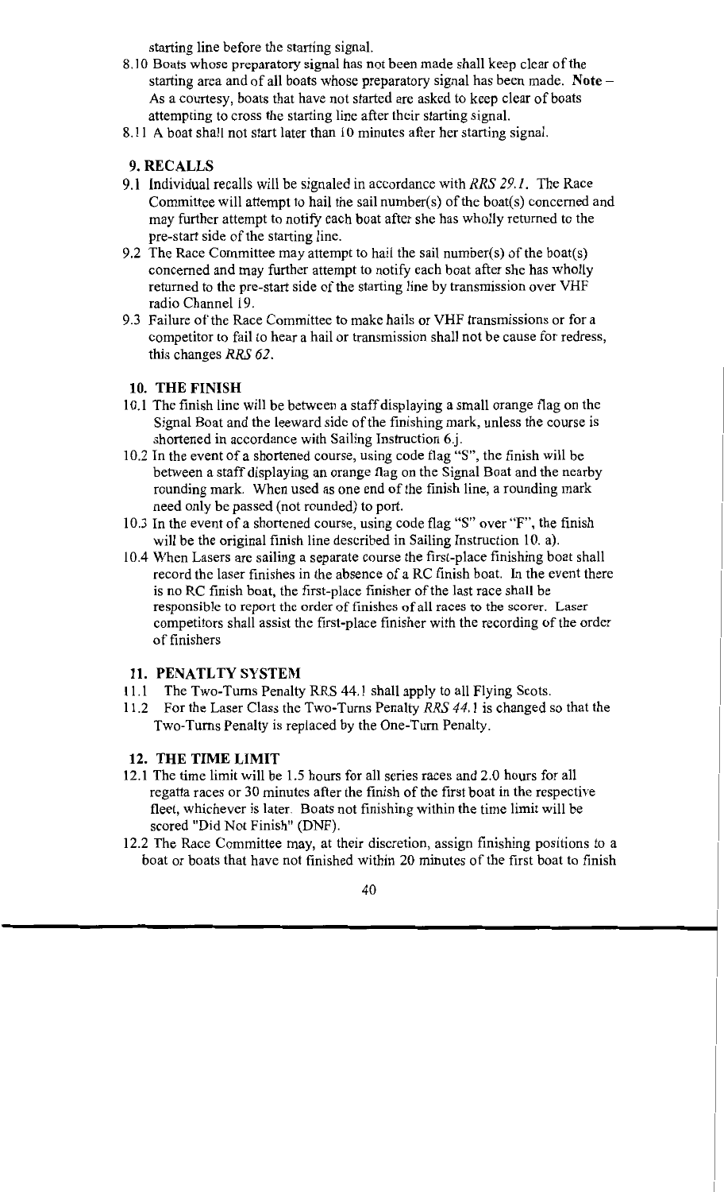starting line before the starting signal.

8.10 Boats whose preparatory signal has not been made shall keep clear of the starting area and of all boats whose preparatory signal has been made. **Note** – As a courtesy, boats that have not started are asked to keep clear of boats attempting to cross the starting line after their starting signal.

8.11 A boat shall not start later than 10 minutes after her starting signal.

## 9. RECALLS

9.1 Individual recalls will be signaled in accordance with *RRS 29.1*. The Race Committee will attempt to hail the sail number(s) of the boat(s) concerned and may further attempt to notify each boat after she has wholly returned to the pre-start side of the starting line.

9.2 The Race Committee may attempt to hail the sail number(s) of the boat(s) concerned and may further attempt to notify each boat after she has wholly returned to the pre-start side of the starting line by transmission over VHF radio Channel 19.

9.3 Failure of the Race Committee to make hails or VHF transmissions or for a competitor to fail to hear a hail or transmission shall not be cause for redress, this changes *RRS 62*.

## 10. THE FINISH

10.1 The finish line will be between a staff displaying a small orange flag on the Signal Boat and the leeward side of the finishing mark, unless the course is shortened in accordance with Sailing Instruction 6.j.

10.2 In the event of a shortened course, using code flag "S", the finish will be between a staff displaying an orange flag on the Signal Boat and the nearby rounding mark. When used as one end of the finish line, a rounding mark need only be passed (not rounded) to port.

10.3 In the event of a shortened course, using code flag "S" over "F", the finish will be the original finish line described in Sailing Instruction 10. a).

10.4 When Lasers are sailing a separate course the first-place finishing boat shall record the laser finishes in the absence of a RC finish boat. In the event there is no RC finish boat, the first-place finisher of the last race shall be responsible to report the order of finishes of all races to the scorer. Laser competitors shall assist the first-place finisher with the recording of the order of finishers

## 11. PENATLTY SYSTEM

11.1 The Two-Turns Penalty RRS 44.1 shall apply to all Flying Scots.

11.2 For the Laser Class the Two-Turns Penalty *RRS 44.1* is changed so that the Two-Turns Penalty is replaced by the One-Turn Penalty.

## 12. THE TIME LIMIT

12.1 The time limit will be 1.5 hours for all series races and 2.0 hours for all regatta races or 30 minutes after the finish of the first boat in the respective fleet, whichever is later. Boats not finishing within the time limit will be scored "Did Not Finish" (DNF).

12.2 The Race Committee may, at their discretion, assign finishing positions to a boat or boats that have not finished within 20 minutes of the first boat to finish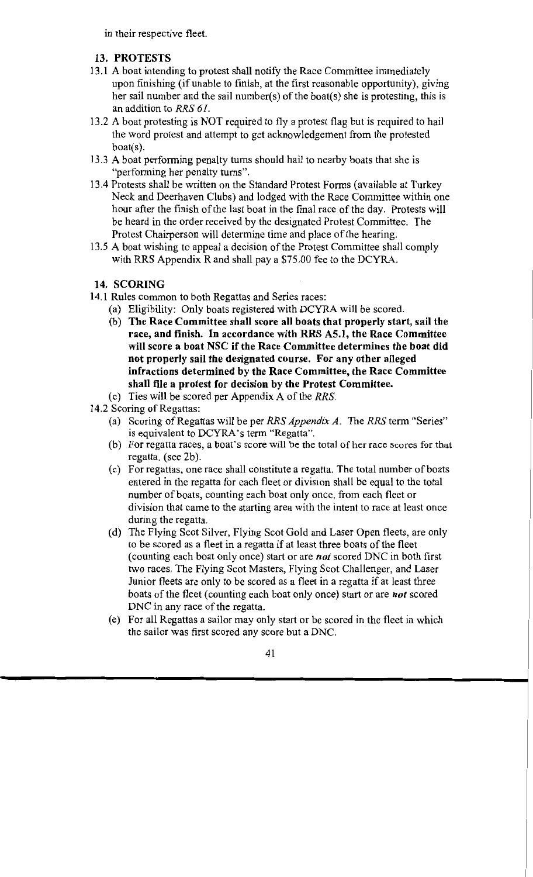in their respective fleet.

## 13. PROTESTS

13.1 A boat intending to protest shall notify the Race Committee immediately upon finishing (if unable to finish, at the first reasonable opportunity), giving her sail number and the sail number(s) of the boat(s) she is protesting, this is an addition to *RRS 61*.

13.2 A boat protesting is NOT required to fly a protest flag but is required to hail the word protest and attempt to get acknowledgement from the protested boat(s).

13.3 A boat performing penalty turns should hail to nearby boats that she is "performing her penalty turns".

13.4 Protests shall be written on the Standard Protest Forms (available at Turkey Neck and Deerhaven Clubs) and lodged with the Race Committee within one hour after the finish of the last boat in the final race of the day. Protests will be heard in the order received by the designated Protest Committee. The Protest Chairperson will determine time and place of the hearing.

13.5 A boat wishing to appeal a decision of the Protest Committee shall comply with RRS Appendix R and shall pay a $75.00 fee to the DCYRA.

## 14. SCORING

14.1 Rules common to both Regattas and Series races:

(a) Eligibility: Only boats registered with DCYRA will be scored.

(b) **The Race Committee shall score all boats that properly start, sail the race, and finish. In accordance with RRS A5.1, the Race Committee will score a boat NSC if the Race Committee determines the boat did not properly sail the designated course. For any other alleged infractions determined by the Race Committee, the Race Committee shall file a protest for decision by the Protest Committee.**

(c) Ties will be scored per Appendix A of the *RRS*.

14.2 Scoring of Regattas:

(a) Scoring of Regattas will be per *RRS Appendix A*. The *RRS* term "Series" is equivalent to DCYRA's term "Regatta".

(b) For regatta races, a boat's score will be the total of her race scores for that regatta. (see 2b).

(c) For regattas, one race shall constitute a regatta. The total number of boats entered in the regatta for each fleet or division shall be equal to the total number of boats, counting each boat only once, from each fleet or division that came to the starting area with the intent to race at least once during the regatta.

(d) The Flying Scot Silver, Flying Scot Gold and Laser Open fleets, are only to be scored as a fleet in a regatta if at least three boats of the fleet (counting each boat only once) start or are ***not*** scored DNC in both first two races. The Flying Scot Masters, Flying Scot Challenger, and Laser Junior fleets are only to be scored as a fleet in a regatta if at least three boats of the fleet (counting each boat only once) start or are ***not*** scored DNC in any race of the regatta.

(e) For all Regattas a sailor may only start or be scored in the fleet in which the sailor was first scored any score but a DNC.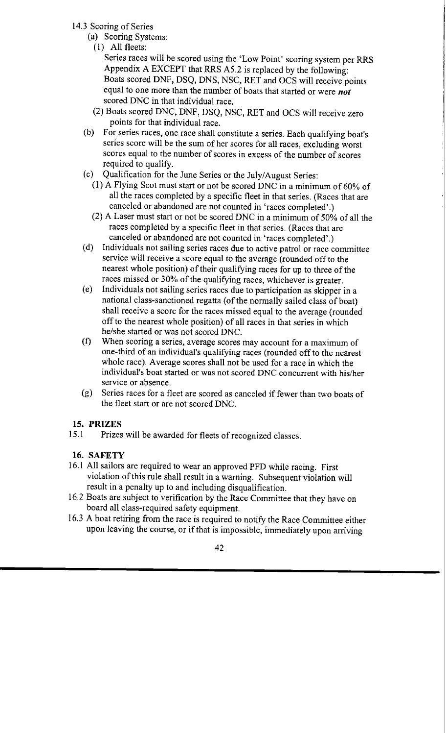14.3 Scoring of Series

(a) Scoring Systems:

(1) All fleets:

Series races will be scored using the 'Low Point' scoring system per RRS Appendix A EXCEPT that RRS A5.2 is replaced by the following: Boats scored DNF, DSQ, DNS, NSC, RET and OCS will receive points equal to one more than the number of boats that started or were ***not*** scored DNC in that individual race.

(2) Boats scored DNC, DNF, DSQ, NSC, RET and OCS will receive zero points for that individual race.

(b) For series races, one race shall constitute a series. Each qualifying boat's series score will be the sum of her scores for all races, excluding worst scores equal to the number of scores in excess of the number of scores required to qualify.

(c) Qualification for the June Series or the July/August Series:

(1) A Flying Scot must start or not be scored DNC in a minimum of 60% of all the races completed by a specific fleet in that series. (Races that are canceled or abandoned are not counted in 'races completed'.)

(2) A Laser must start or not be scored DNC in a minimum of 50% of all the races completed by a specific fleet in that series. (Races that are canceled or abandoned are not counted in 'races completed'.)

(d) Individuals not sailing series races due to active patrol or race committee service will receive a score equal to the average (rounded off to the nearest whole position) of their qualifying races for up to three of the races missed or 30% of the qualifying races, whichever is greater.

(e) Individuals not sailing series races due to participation as skipper in a national class-sanctioned regatta (of the normally sailed class of boat) shall receive a score for the races missed equal to the average (rounded off to the nearest whole position) of all races in that series in which he/she started or was not scored DNC.

(f) When scoring a series, average scores may account for a maximum of one-third of an individual's qualifying races (rounded off to the nearest whole race). Average scores shall not be used for a race in which the individual's boat started or was not scored DNC concurrent with his/her service or absence.

(g) Series races for a fleet are scored as canceled if fewer than two boats of the fleet start or are not scored DNC.

## 15. PRIZES

15.1 Prizes will be awarded for fleets of recognized classes.

## 16. SAFETY

16.1 All sailors are required to wear an approved PFD while racing. First violation of this rule shall result in a warning. Subsequent violation will result in a penalty up to and including disqualification.

16.2 Boats are subject to verification by the Race Committee that they have on board all class-required safety equipment.

16.3 A boat retiring from the race is required to notify the Race Committee either upon leaving the course, or if that is impossible, immediately upon arriving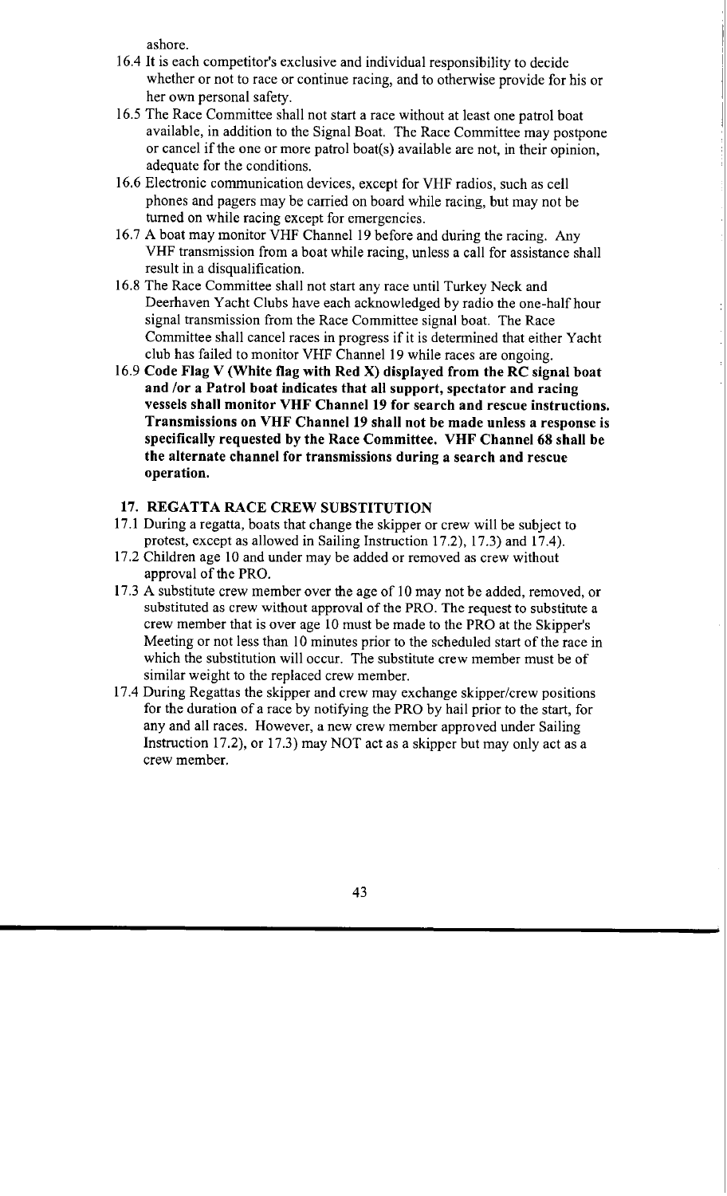ashore.

16.4 It is each competitor's exclusive and individual responsibility to decide whether or not to race or continue racing, and to otherwise provide for his or her own personal safety.

16.5 The Race Committee shall not start a race without at least one patrol boat available, in addition to the Signal Boat. The Race Committee may postpone or cancel if the one or more patrol boat(s) available are not, in their opinion, adequate for the conditions.

16.6 Electronic communication devices, except for VHF radios, such as cell phones and pagers may be carried on board while racing, but may not be turned on while racing except for emergencies.

16.7 A boat may monitor VHF Channel 19 before and during the racing. Any VHF transmission from a boat while racing, unless a call for assistance shall result in a disqualification.

16.8 The Race Committee shall not start any race until Turkey Neck and Deerhaven Yacht Clubs have each acknowledged by radio the one-half hour signal transmission from the Race Committee signal boat. The Race Committee shall cancel races in progress if it is determined that either Yacht club has failed to monitor VHF Channel 19 while races are ongoing.

16.9 **Code Flag V (White flag with Red X) displayed from the RC signal boat and /or a Patrol boat indicates that all support, spectator and racing vessels shall monitor VHF Channel 19 for search and rescue instructions. Transmissions on VHF Channel 19 shall not be made unless a response is specifically requested by the Race Committee. VHF Channel 68 shall be the alternate channel for transmissions during a search and rescue operation.**

## 17. REGATTA RACE CREW SUBSTITUTION

17.1 During a regatta, boats that change the skipper or crew will be subject to protest, except as allowed in Sailing Instruction 17.2), 17.3) and 17.4).

17.2 Children age 10 and under may be added or removed as crew without approval of the PRO.

17.3 A substitute crew member over the age of 10 may not be added, removed, or substituted as crew without approval of the PRO. The request to substitute a crew member that is over age 10 must be made to the PRO at the Skipper's Meeting or not less than 10 minutes prior to the scheduled start of the race in which the substitution will occur. The substitute crew member must be of similar weight to the replaced crew member.

17.4 During Regattas the skipper and crew may exchange skipper/crew positions for the duration of a race by notifying the PRO by hail prior to the start, for any and all races. However, a new crew member approved under Sailing Instruction 17.2), or 17.3) may NOT act as a skipper but may only act as a crew member.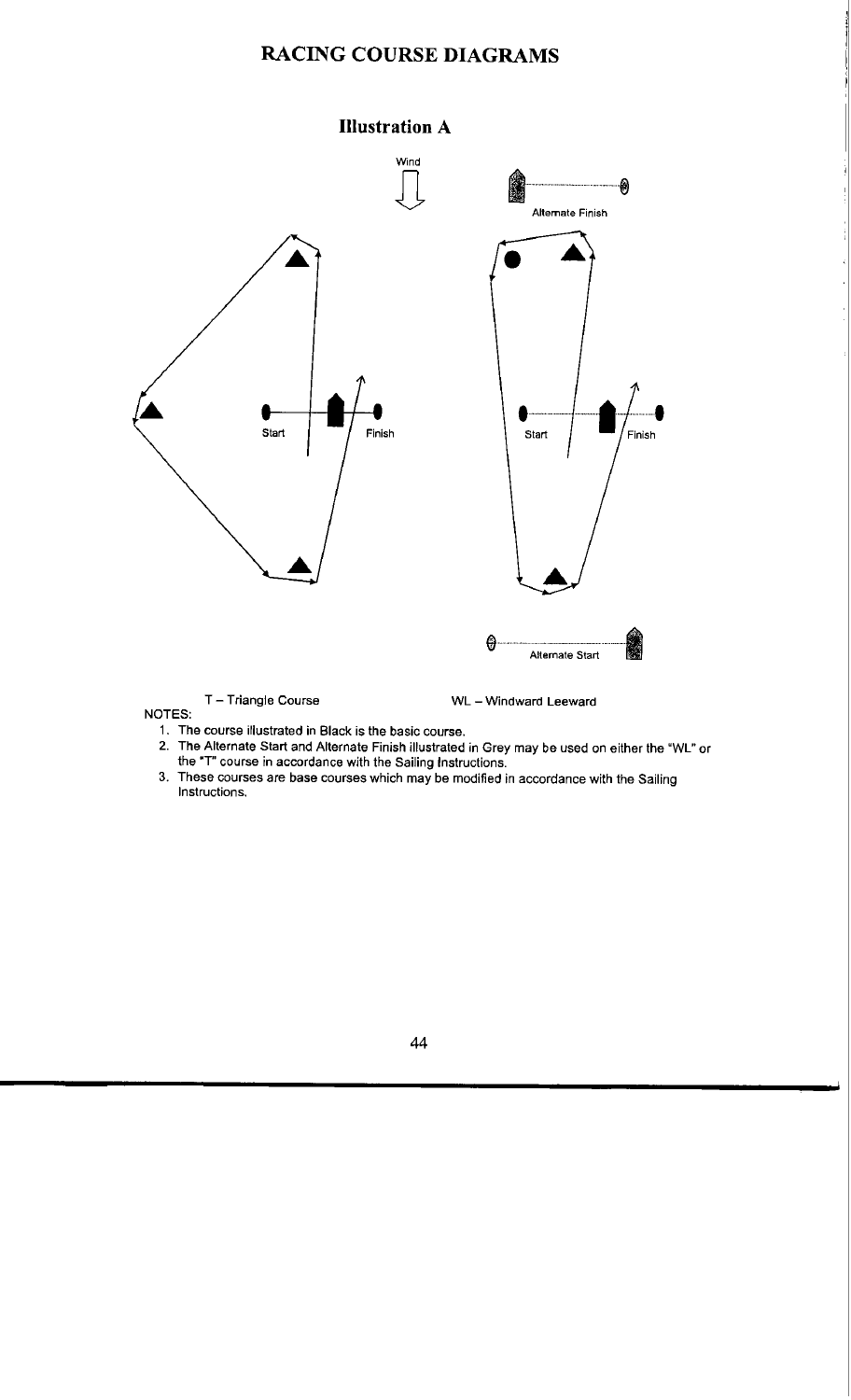# RACING COURSE DIAGRAMS

## Illustration A

Wind

Alternate Finish

Start

Finish

Start

Finish

Alternate Start

T – Triangle Course

WL – Windward Leeward

NOTES:

1. The course illustrated in Black is the basic course.
2. The Alternate Start and Alternate Finish illustrated in Grey may be used on either the "WL" or the "T" course in accordance with the Sailing Instructions.
3. These courses are base courses which may be modified in accordance with the Sailing Instructions.